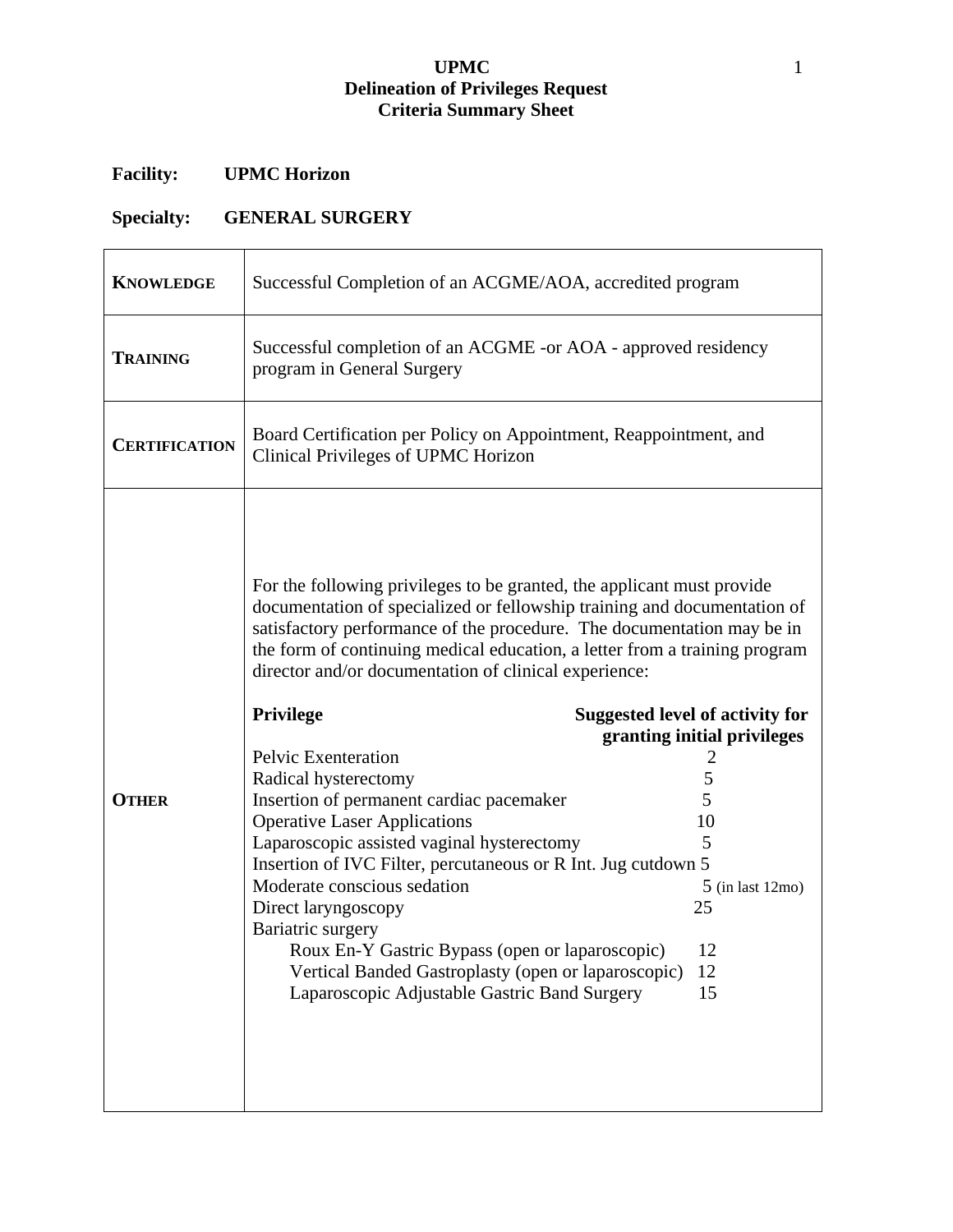# UPMC
## Delineation of Privileges Request
## Criteria Summary Sheet

**Facility:** UPMC Horizon

**Specialty:** GENERAL SURGERY

| | |
|---|---|
| **KNOWLEDGE** | Successful Completion of an ACGME/AOA, accredited program |
| **TRAINING** | Successful completion of an ACGME -or AOA - approved residency program in General Surgery |
| **CERTIFICATION** | Board Certification per Policy on Appointment, Reappointment, and Clinical Privileges of UPMC Horizon |
| **OTHER** | For the following privileges to be granted, the applicant must provide documentation of specialized or fellowship training and documentation of satisfactory performance of the procedure. The documentation may be in the form of continuing medical education, a letter from a training program director and/or documentation of clinical experience: |

| Privilege | Suggested level of activity for granting initial privileges |
|---|---|
| Pelvic Exenteration | 2 |
| Radical hysterectomy | 5 |
| Insertion of permanent cardiac pacemaker | 5 |
| Operative Laser Applications | 10 |
| Laparoscopic assisted vaginal hysterectomy | 5 |
| Insertion of IVC Filter, percutaneous or R Int. Jug cutdown | 5 |
| Moderate conscious sedation | 5 (in last 12mo) |
| Direct laryngoscopy | 25 |
| Bariatric surgery | |
| Roux En-Y Gastric Bypass (open or laparoscopic) | 12 |
| Vertical Banded Gastroplasty (open or laparoscopic) | 12 |
| Laparoscopic Adjustable Gastric Band Surgery | 15 |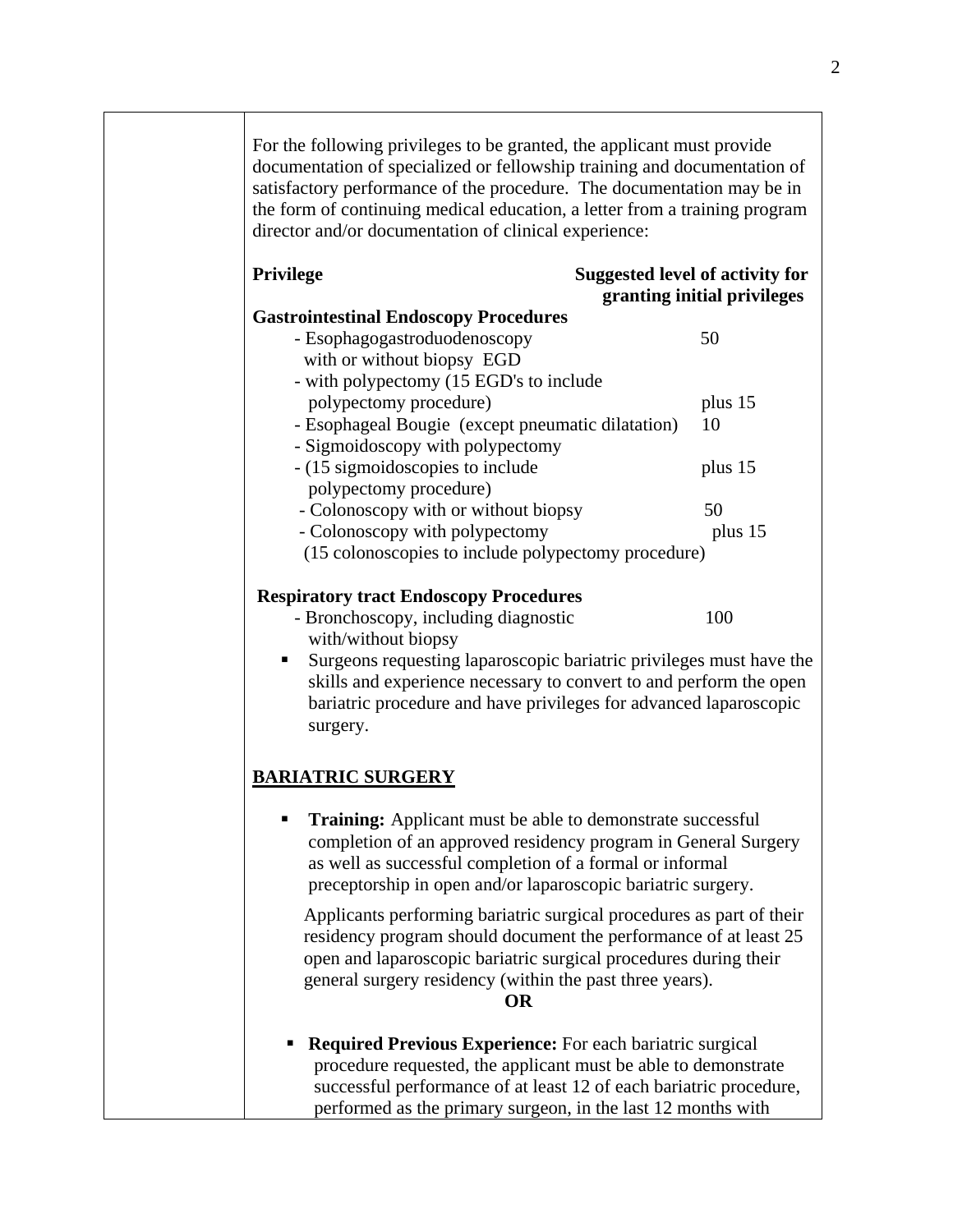For the following privileges to be granted, the applicant must provide documentation of specialized or fellowship training and documentation of satisfactory performance of the procedure. The documentation may be in the form of continuing medical education, a letter from a training program director and/or documentation of clinical experience:

| Privilege | Suggested level of activity for granting initial privileges |
|---|---|
| **Gastrointestinal Endoscopy Procedures** | |
| - Esophagogastroduodenoscopy with or without biopsy EGD | 50 |
| - with polypectomy (15 EGD's to include polypectomy procedure) | plus 15 |
| - Esophageal Bougie (except pneumatic dilatation) | 10 |
| - Sigmoidoscopy with polypectomy | |
| - (15 sigmoidoscopies to include polypectomy procedure) | plus 15 |
| - Colonoscopy with or without biopsy | 50 |
| - Colonoscopy with polypectomy (15 colonoscopies to include polypectomy procedure) | plus 15 |
| **Respiratory tract Endoscopy Procedures** | |
| - Bronchoscopy, including diagnostic with/without biopsy | 100 |

- Surgeons requesting laparoscopic bariatric privileges must have the skills and experience necessary to convert to and perform the open bariatric procedure and have privileges for advanced laparoscopic surgery.

## BARIATRIC SURGERY

- **Training:** Applicant must be able to demonstrate successful completion of an approved residency program in General Surgery as well as successful completion of a formal or informal preceptorship in open and/or laparoscopic bariatric surgery.

  Applicants performing bariatric surgical procedures as part of their residency program should document the performance of at least 25 open and laparoscopic bariatric surgical procedures during their general surgery residency (within the past three years).

  **OR**

- **Required Previous Experience:** For each bariatric surgical procedure requested, the applicant must be able to demonstrate successful performance of at least 12 of each bariatric procedure, performed as the primary surgeon, in the last 12 months with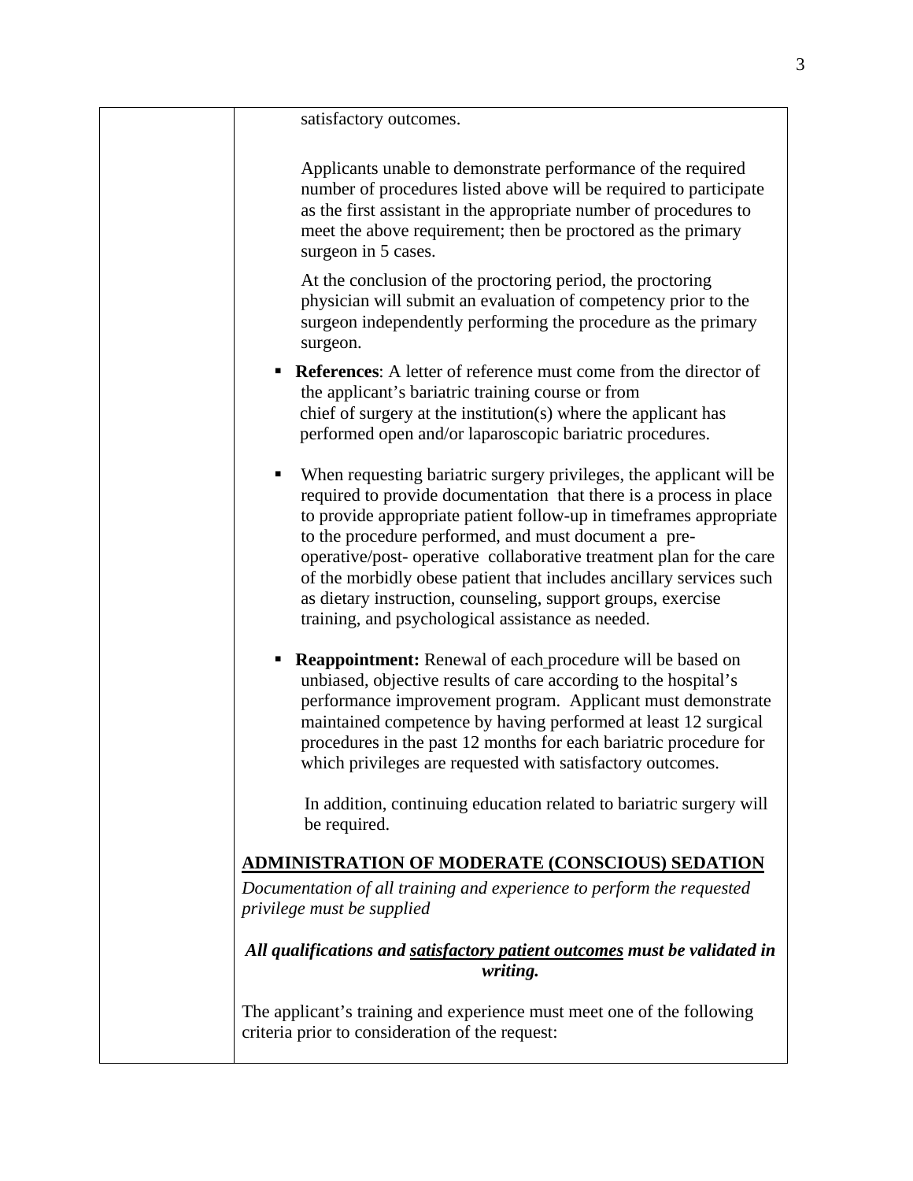satisfactory outcomes.

Applicants unable to demonstrate performance of the required number of procedures listed above will be required to participate as the first assistant in the appropriate number of procedures to meet the above requirement; then be proctored as the primary surgeon in 5 cases.

At the conclusion of the proctoring period, the proctoring physician will submit an evaluation of competency prior to the surgeon independently performing the procedure as the primary surgeon.

- **References**: A letter of reference must come from the director of the applicant's bariatric training course or from chief of surgery at the institution(s) where the applicant has performed open and/or laparoscopic bariatric procedures.

- When requesting bariatric surgery privileges, the applicant will be required to provide documentation that there is a process in place to provide appropriate patient follow-up in timeframes appropriate to the procedure performed, and must document a pre-operative/post- operative collaborative treatment plan for the care of the morbidly obese patient that includes ancillary services such as dietary instruction, counseling, support groups, exercise training, and psychological assistance as needed.

- **Reappointment:** Renewal of each procedure will be based on unbiased, objective results of care according to the hospital's performance improvement program. Applicant must demonstrate maintained competence by having performed at least 12 surgical procedures in the past 12 months for each bariatric procedure for which privileges are requested with satisfactory outcomes.

  In addition, continuing education related to bariatric surgery will be required.

## ADMINISTRATION OF MODERATE (CONSCIOUS) SEDATION

*Documentation of all training and experience to perform the requested privilege must be supplied*

***All qualifications and satisfactory patient outcomes must be validated in writing.***

The applicant's training and experience must meet one of the following criteria prior to consideration of the request: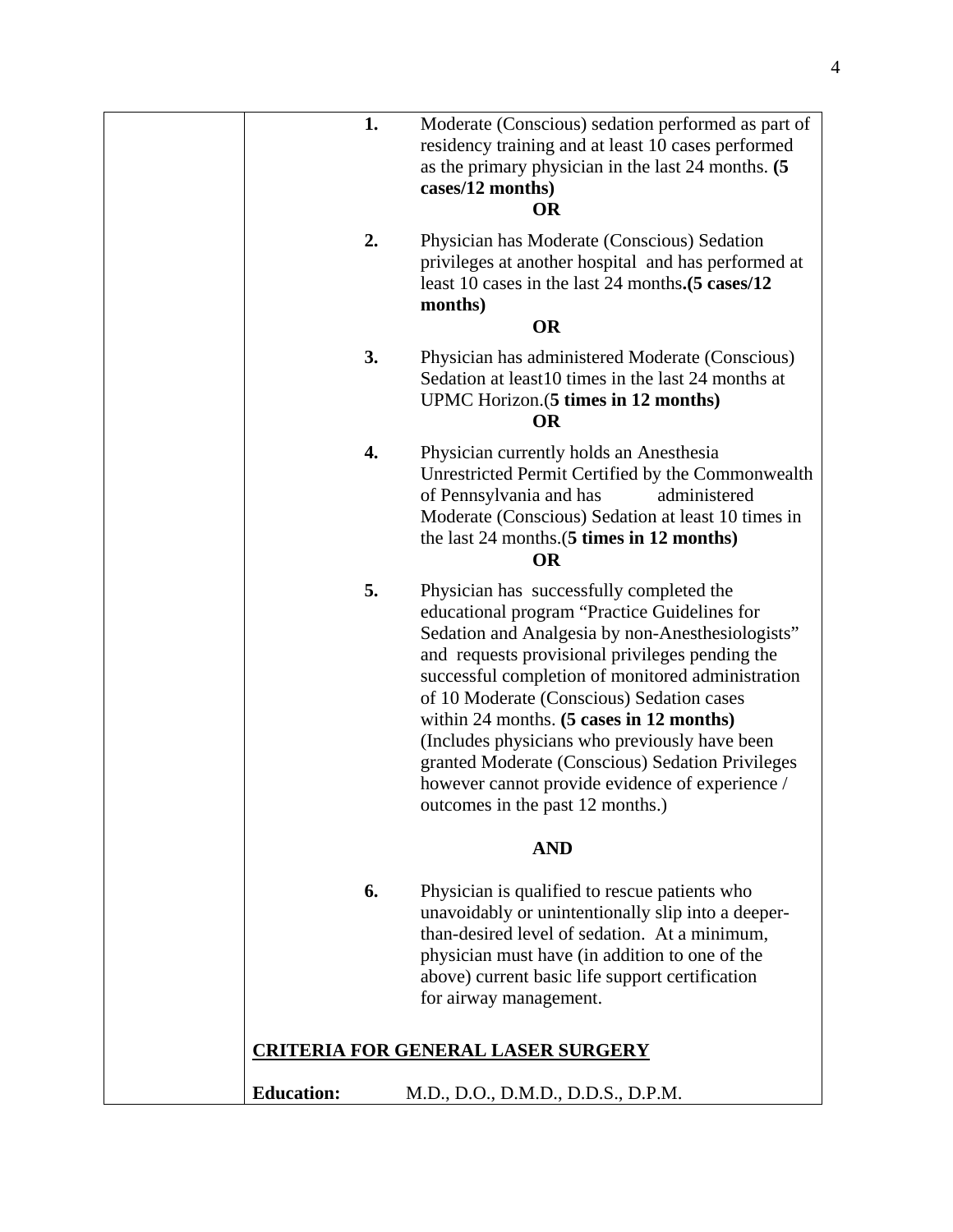1. Moderate (Conscious) sedation performed as part of residency training and at least 10 cases performed as the primary physician in the last 24 months. **(5 cases/12 months)**

   **OR**

2. Physician has Moderate (Conscious) Sedation privileges at another hospital and has performed at least 10 cases in the last 24 months**.(5 cases/12 months)**

   **OR**

3. Physician has administered Moderate (Conscious) Sedation at least10 times in the last 24 months at UPMC Horizon.(**5 times in 12 months)**

   **OR**

4. Physician currently holds an Anesthesia Unrestricted Permit Certified by the Commonwealth of Pennsylvania and has administered Moderate (Conscious) Sedation at least 10 times in the last 24 months.(**5 times in 12 months)**

   **OR**

5. Physician has successfully completed the educational program "Practice Guidelines for Sedation and Analgesia by non-Anesthesiologists" and requests provisional privileges pending the successful completion of monitored administration of 10 Moderate (Conscious) Sedation cases within 24 months. **(5 cases in 12 months)** (Includes physicians who previously have been granted Moderate (Conscious) Sedation Privileges however cannot provide evidence of experience / outcomes in the past 12 months.)

   **AND**

6. Physician is qualified to rescue patients who unavoidably or unintentionally slip into a deeper-than-desired level of sedation. At a minimum, physician must have (in addition to one of the above) current basic life support certification for airway management.

**CRITERIA FOR GENERAL LASER SURGERY**

**Education:** M.D., D.O., D.M.D., D.D.S., D.P.M.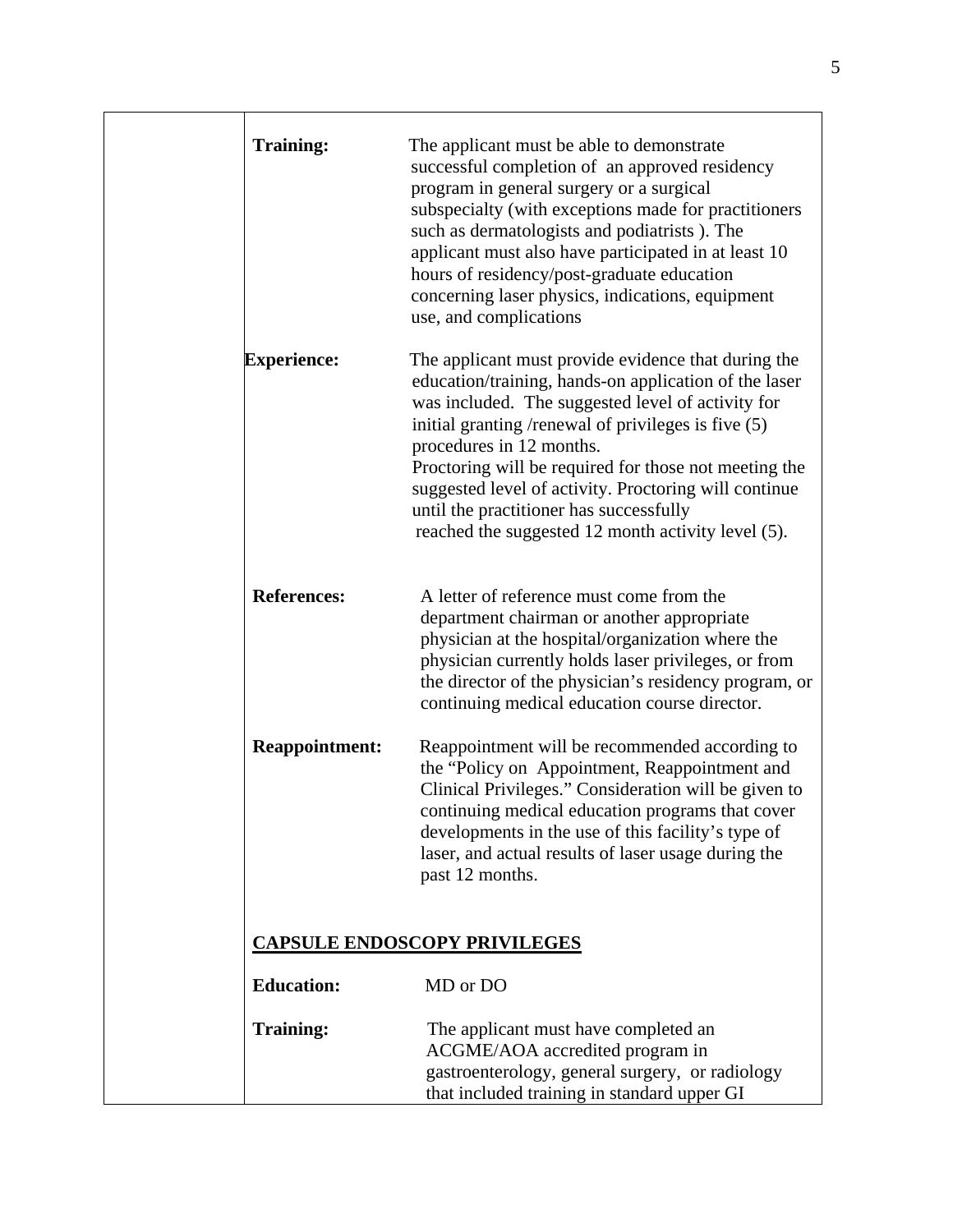**Training:** The applicant must be able to demonstrate successful completion of an approved residency program in general surgery or a surgical subspecialty (with exceptions made for practitioners such as dermatologists and podiatrists ). The applicant must also have participated in at least 10 hours of residency/post-graduate education concerning laser physics, indications, equipment use, and complications

**Experience:** The applicant must provide evidence that during the education/training, hands-on application of the laser was included. The suggested level of activity for initial granting /renewal of privileges is five (5) procedures in 12 months.
Proctoring will be required for those not meeting the suggested level of activity. Proctoring will continue until the practitioner has successfully reached the suggested 12 month activity level (5).

**References:** A letter of reference must come from the department chairman or another appropriate physician at the hospital/organization where the physician currently holds laser privileges, or from the director of the physician's residency program, or continuing medical education course director.

**Reappointment:** Reappointment will be recommended according to the "Policy on Appointment, Reappointment and Clinical Privileges." Consideration will be given to continuing medical education programs that cover developments in the use of this facility's type of laser, and actual results of laser usage during the past 12 months.

## CAPSULE ENDOSCOPY PRIVILEGES

**Education:** MD or DO

**Training:** The applicant must have completed an ACGME/AOA accredited program in gastroenterology, general surgery, or radiology that included training in standard upper GI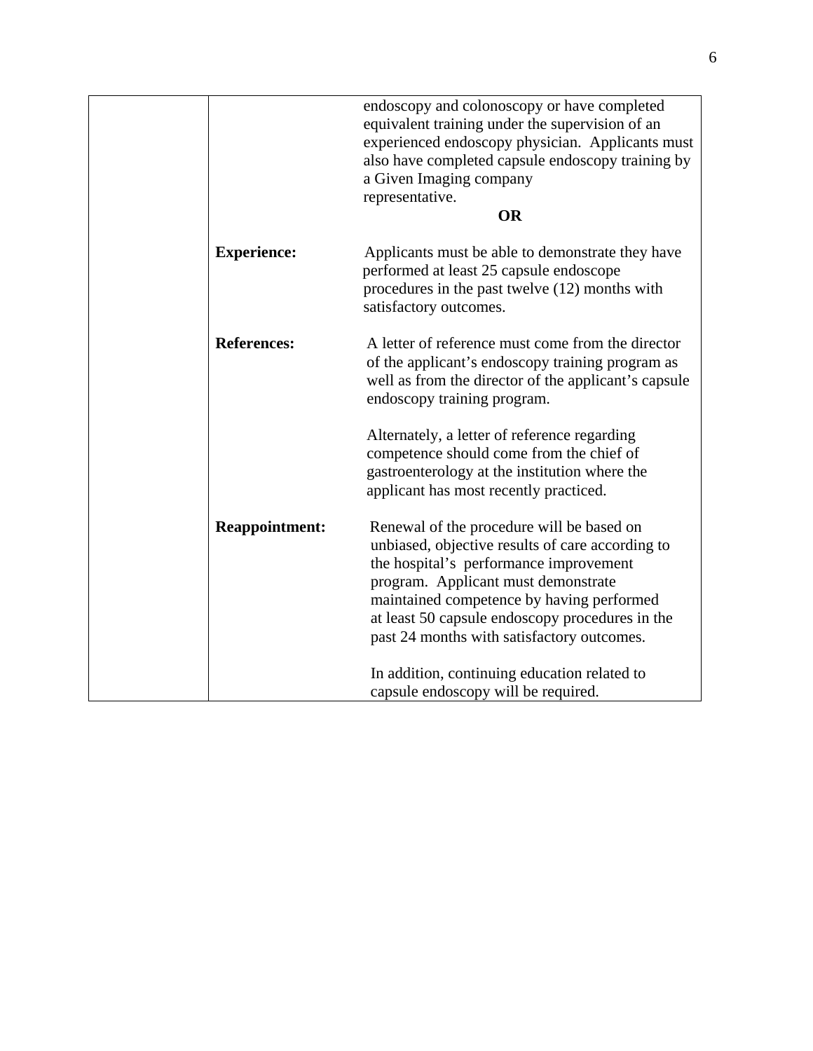| | | |
|---|---|---|
| | | endoscopy and colonoscopy or have completed equivalent training under the supervision of an experienced endoscopy physician. Applicants must also have completed capsule endoscopy training by a Given Imaging company representative.<br>**OR** |
| | **Experience:** | Applicants must be able to demonstrate they have performed at least 25 capsule endoscope procedures in the past twelve (12) months with satisfactory outcomes. |
| | **References:** | A letter of reference must come from the director of the applicant's endoscopy training program as well as from the director of the applicant's capsule endoscopy training program.<br><br>Alternately, a letter of reference regarding competence should come from the chief of gastroenterology at the institution where the applicant has most recently practiced. |
| | **Reappointment:** | Renewal of the procedure will be based on unbiased, objective results of care according to the hospital's performance improvement program. Applicant must demonstrate maintained competence by having performed at least 50 capsule endoscopy procedures in the past 24 months with satisfactory outcomes.<br><br>In addition, continuing education related to capsule endoscopy will be required. |